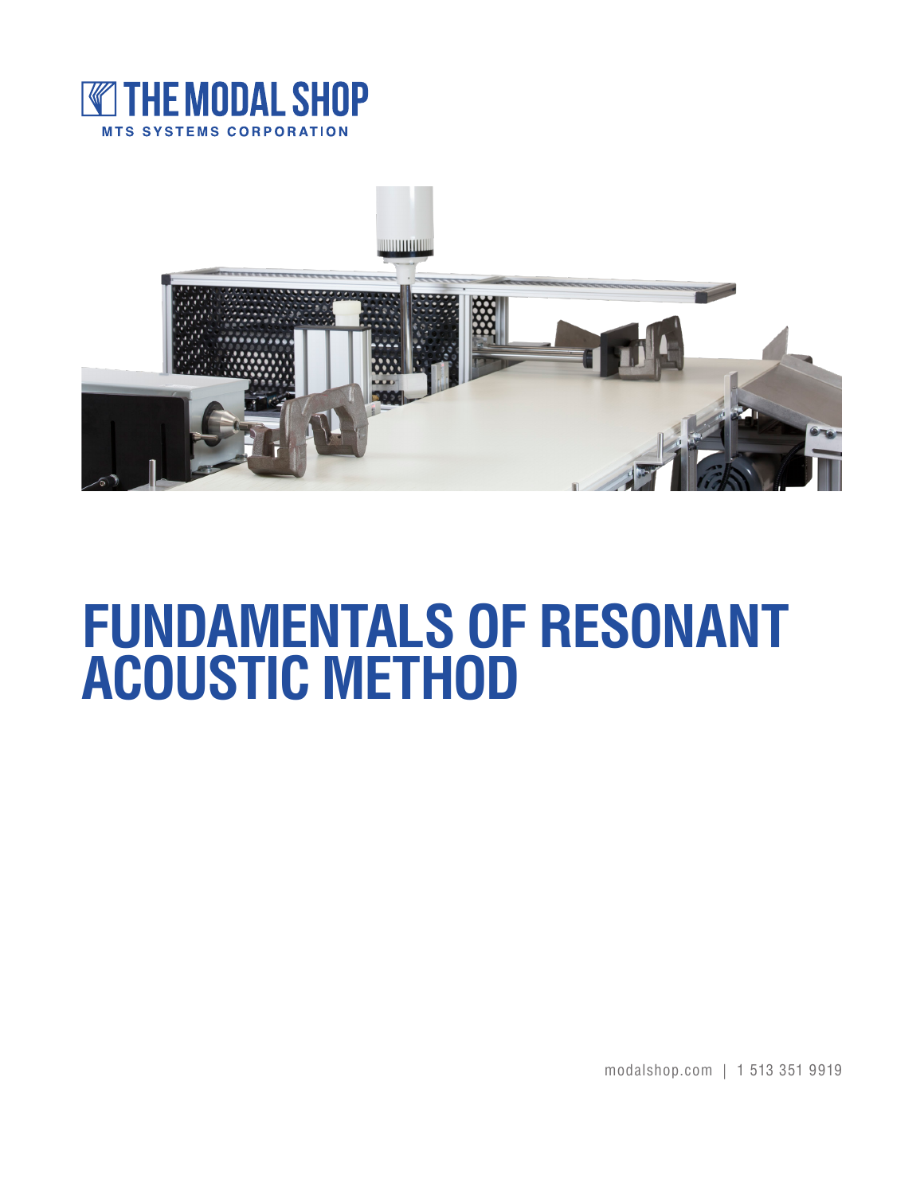THE MODAL SHOP

MTS SYSTEMS CORPORATION

# FUNDAMENTALS OF RESONANT ACOUSTIC METHOD

modalshop.com | 1 513 351 9919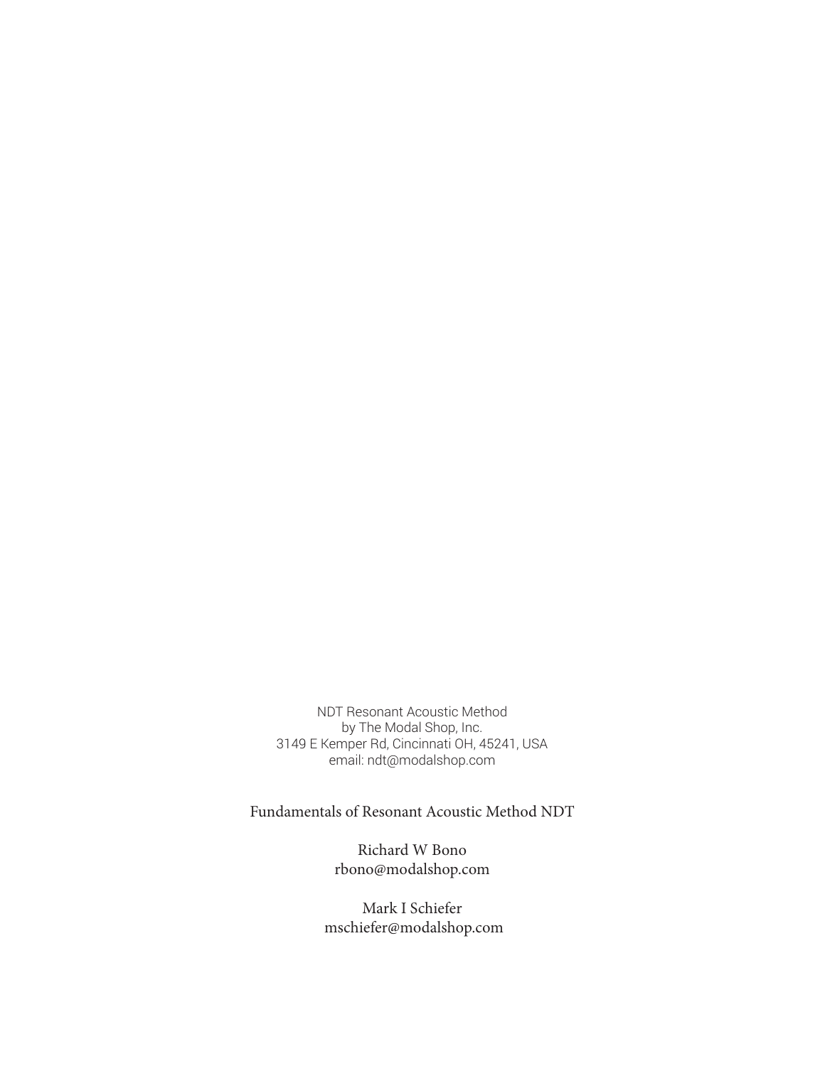NDT Resonant Acoustic Method
by The Modal Shop, Inc.
3149 E Kemper Rd, Cincinnati OH, 45241, USA
email: ndt@modalshop.com

Fundamentals of Resonant Acoustic Method NDT

Richard W Bono
rbono@modalshop.com

Mark I Schiefer
mschiefer@modalshop.com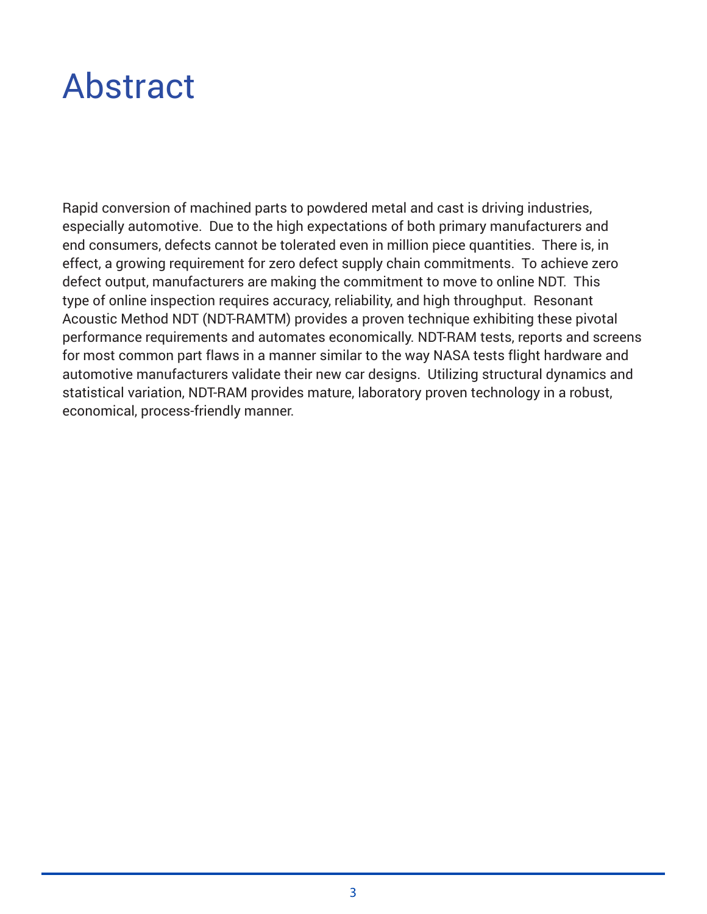# Abstract

Rapid conversion of machined parts to powdered metal and cast is driving industries, especially automotive. Due to the high expectations of both primary manufacturers and end consumers, defects cannot be tolerated even in million piece quantities. There is, in effect, a growing requirement for zero defect supply chain commitments. To achieve zero defect output, manufacturers are making the commitment to move to online NDT. This type of online inspection requires accuracy, reliability, and high throughput. Resonant Acoustic Method NDT (NDT-RAMTM) provides a proven technique exhibiting these pivotal performance requirements and automates economically. NDT-RAM tests, reports and screens for most common part flaws in a manner similar to the way NASA tests flight hardware and automotive manufacturers validate their new car designs. Utilizing structural dynamics and statistical variation, NDT-RAM provides mature, laboratory proven technology in a robust, economical, process-friendly manner.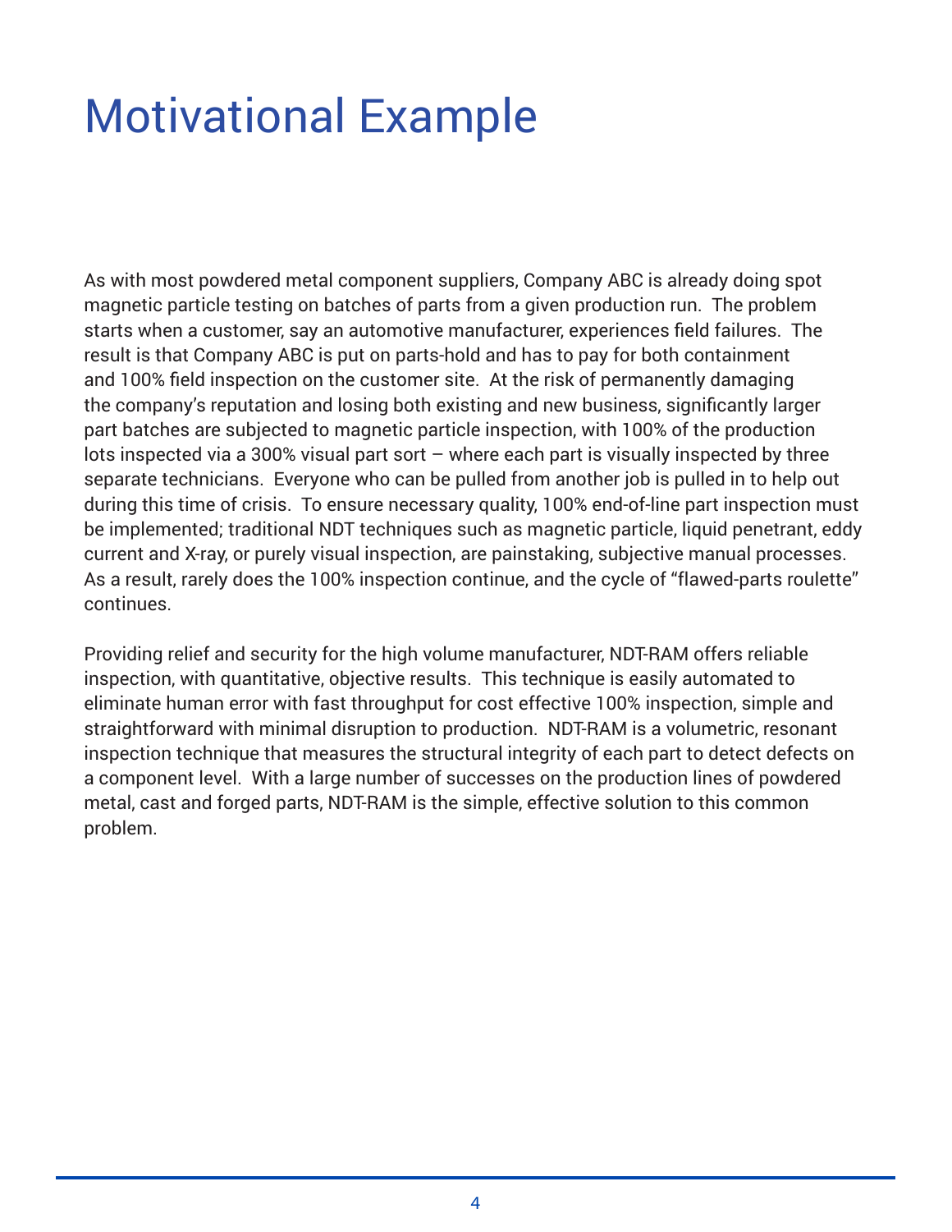# Motivational Example

As with most powdered metal component suppliers, Company ABC is already doing spot magnetic particle testing on batches of parts from a given production run. The problem starts when a customer, say an automotive manufacturer, experiences field failures. The result is that Company ABC is put on parts-hold and has to pay for both containment and 100% field inspection on the customer site. At the risk of permanently damaging the company's reputation and losing both existing and new business, significantly larger part batches are subjected to magnetic particle inspection, with 100% of the production lots inspected via a 300% visual part sort – where each part is visually inspected by three separate technicians. Everyone who can be pulled from another job is pulled in to help out during this time of crisis. To ensure necessary quality, 100% end-of-line part inspection must be implemented; traditional NDT techniques such as magnetic particle, liquid penetrant, eddy current and X-ray, or purely visual inspection, are painstaking, subjective manual processes. As a result, rarely does the 100% inspection continue, and the cycle of "flawed-parts roulette" continues.

Providing relief and security for the high volume manufacturer, NDT-RAM offers reliable inspection, with quantitative, objective results. This technique is easily automated to eliminate human error with fast throughput for cost effective 100% inspection, simple and straightforward with minimal disruption to production. NDT-RAM is a volumetric, resonant inspection technique that measures the structural integrity of each part to detect defects on a component level. With a large number of successes on the production lines of powdered metal, cast and forged parts, NDT-RAM is the simple, effective solution to this common problem.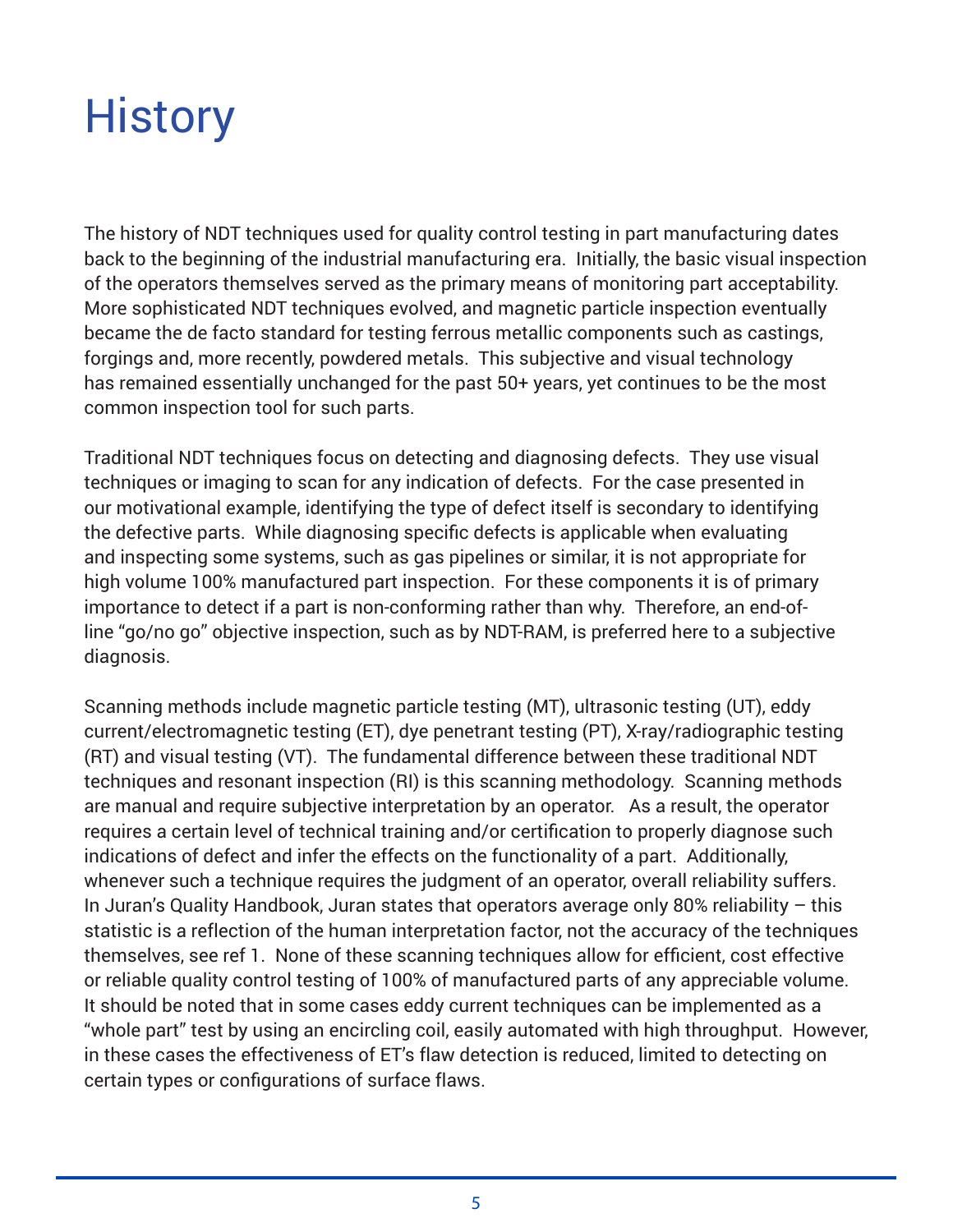# History

The history of NDT techniques used for quality control testing in part manufacturing dates back to the beginning of the industrial manufacturing era. Initially, the basic visual inspection of the operators themselves served as the primary means of monitoring part acceptability. More sophisticated NDT techniques evolved, and magnetic particle inspection eventually became the de facto standard for testing ferrous metallic components such as castings, forgings and, more recently, powdered metals. This subjective and visual technology has remained essentially unchanged for the past 50+ years, yet continues to be the most common inspection tool for such parts.

Traditional NDT techniques focus on detecting and diagnosing defects. They use visual techniques or imaging to scan for any indication of defects. For the case presented in our motivational example, identifying the type of defect itself is secondary to identifying the defective parts. While diagnosing specific defects is applicable when evaluating and inspecting some systems, such as gas pipelines or similar, it is not appropriate for high volume 100% manufactured part inspection. For these components it is of primary importance to detect if a part is non-conforming rather than why. Therefore, an end-of-line "go/no go" objective inspection, such as by NDT-RAM, is preferred here to a subjective diagnosis.

Scanning methods include magnetic particle testing (MT), ultrasonic testing (UT), eddy current/electromagnetic testing (ET), dye penetrant testing (PT), X-ray/radiographic testing (RT) and visual testing (VT). The fundamental difference between these traditional NDT techniques and resonant inspection (RI) is this scanning methodology. Scanning methods are manual and require subjective interpretation by an operator. As a result, the operator requires a certain level of technical training and/or certification to properly diagnose such indications of defect and infer the effects on the functionality of a part. Additionally, whenever such a technique requires the judgment of an operator, overall reliability suffers. In Juran's Quality Handbook, Juran states that operators average only 80% reliability – this statistic is a reflection of the human interpretation factor, not the accuracy of the techniques themselves, see ref 1. None of these scanning techniques allow for efficient, cost effective or reliable quality control testing of 100% of manufactured parts of any appreciable volume. It should be noted that in some cases eddy current techniques can be implemented as a "whole part" test by using an encircling coil, easily automated with high throughput. However, in these cases the effectiveness of ET's flaw detection is reduced, limited to detecting on certain types or configurations of surface flaws.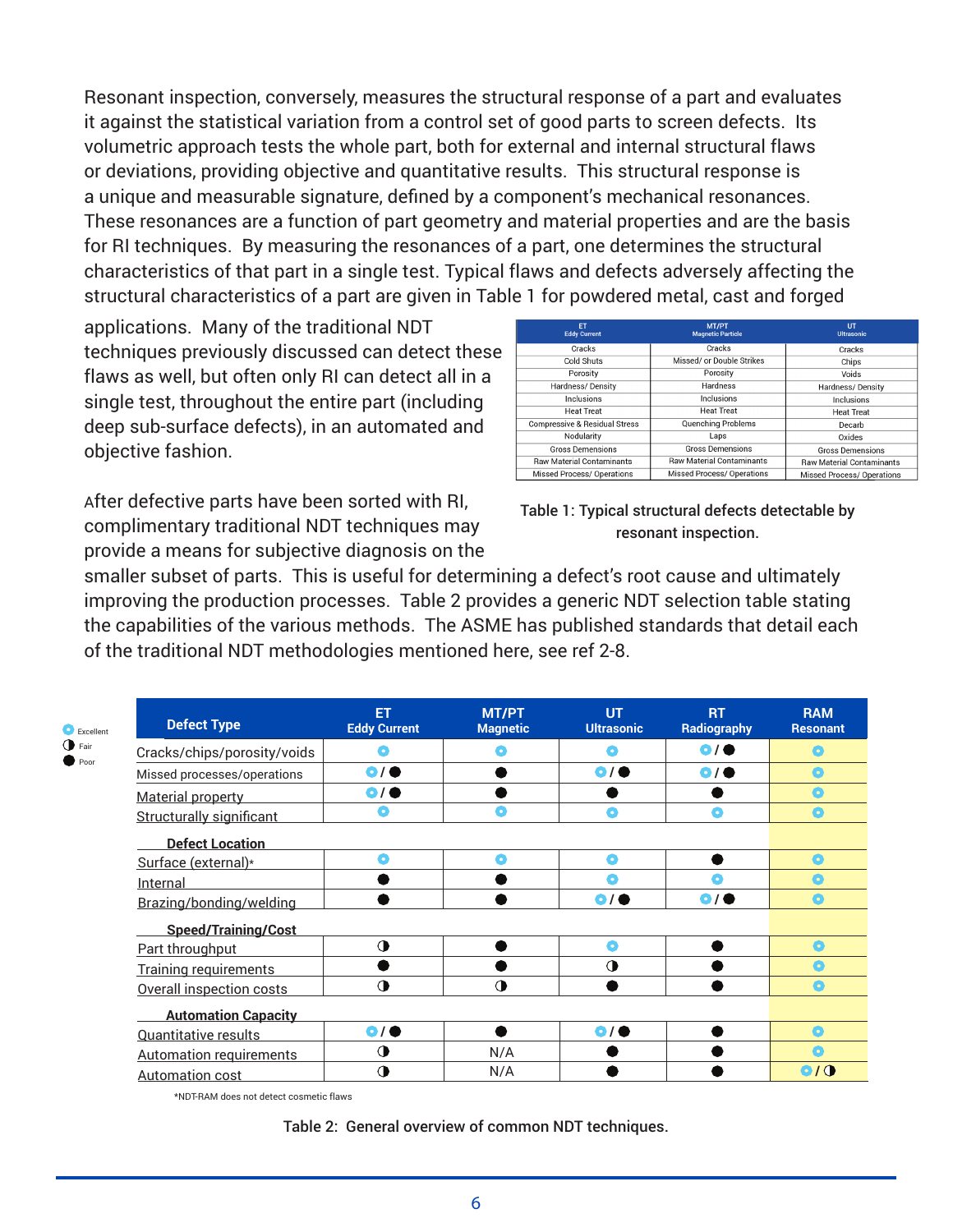Resonant inspection, conversely, measures the structural response of a part and evaluates it against the statistical variation from a control set of good parts to screen defects. Its volumetric approach tests the whole part, both for external and internal structural flaws or deviations, providing objective and quantitative results. This structural response is a unique and measurable signature, defined by a component's mechanical resonances. These resonances are a function of part geometry and material properties and are the basis for RI techniques. By measuring the resonances of a part, one determines the structural characteristics of that part in a single test. Typical flaws and defects adversely affecting the structural characteristics of a part are given in Table 1 for powdered metal, cast and forged applications. Many of the traditional NDT techniques previously discussed can detect these flaws as well, but often only RI can detect all in a single test, throughout the entire part (including deep sub-surface defects), in an automated and objective fashion.

| ET Eddy Current | MT/PT Magnetic Particle | UT Ultrasonic |
|---|---|---|
| Cracks | Cracks | Cracks |
| Cold Shuts | Missed/ or Double Strikes | Chips |
| Porosity | Porosity | Voids |
| Hardness/ Density | Hardness | Hardness/ Density |
| Inclusions | Inclusions | Inclusions |
| Heat Treat | Heat Treat | Heat Treat |
| Compressive & Residual Stress | Quenching Problems | Decarb |
| Nodularity | Laps | Oxides |
| Gross Demensions | Gross Demensions | Gross Demensions |
| Raw Material Contaminants | Raw Material Contaminants | Raw Material Contaminants |
| Missed Process/ Operations | Missed Process/ Operations | Missed Process/ Operations |

Table 1: Typical structural defects detectable by resonant inspection.

After defective parts have been sorted with RI, complimentary traditional NDT techniques may provide a means for subjective diagnosis on the smaller subset of parts. This is useful for determining a defect's root cause and ultimately improving the production processes. Table 2 provides a generic NDT selection table stating the capabilities of the various methods. The ASME has published standards that detail each of the traditional NDT methodologies mentioned here, see ref 2-8.

Legend: ◉ Excellent, ◑ Fair, ● Poor

| Defect Type | ET Eddy Current | MT/PT Magnetic | UT Ultrasonic | RT Radiography | RAM Resonant |
|---|---|---|---|---|---|
| Cracks/chips/porosity/voids | ◉ | ◉ | ◉ | ◉ / ● | ◉ |
| Missed processes/operations | ◉ / ● | ● | ◉ / ● | ◉ / ● | ◉ |
| Material property | ◉ / ● | ● | ● | ● | ◉ |
| Structurally significant | ◉ | ◉ | ◉ | ◉ | ◉ |
| **Defect Location** | | | | | |
| Surface (external)* | ◉ | ◉ | ◉ | ● | ◉ |
| Internal | ● | ● | ◉ | ◉ | ◉ |
| Brazing/bonding/welding | ● | ● | ◉ / ● | ◉ / ● | ◉ |
| **Speed/Training/Cost** | | | | | |
| Part throughput | ◑ | ● | ◉ | ● | ◉ |
| Training requirements | ● | ● | ◑ | ● | ◉ |
| Overall inspection costs | ◑ | ◑ | ● | ● | ◉ |
| **Automation Capacity** | | | | | |
| Quantitative results | ◉ / ● | ● | ◉ / ● | ● | ◉ |
| Automation requirements | ◑ | N/A | ● | ● | ◉ |
| Automation cost | ◑ | N/A | ● | ● | ◉ / ◑ |

*NDT-RAM does not detect cosmetic flaws

Table 2: General overview of common NDT techniques.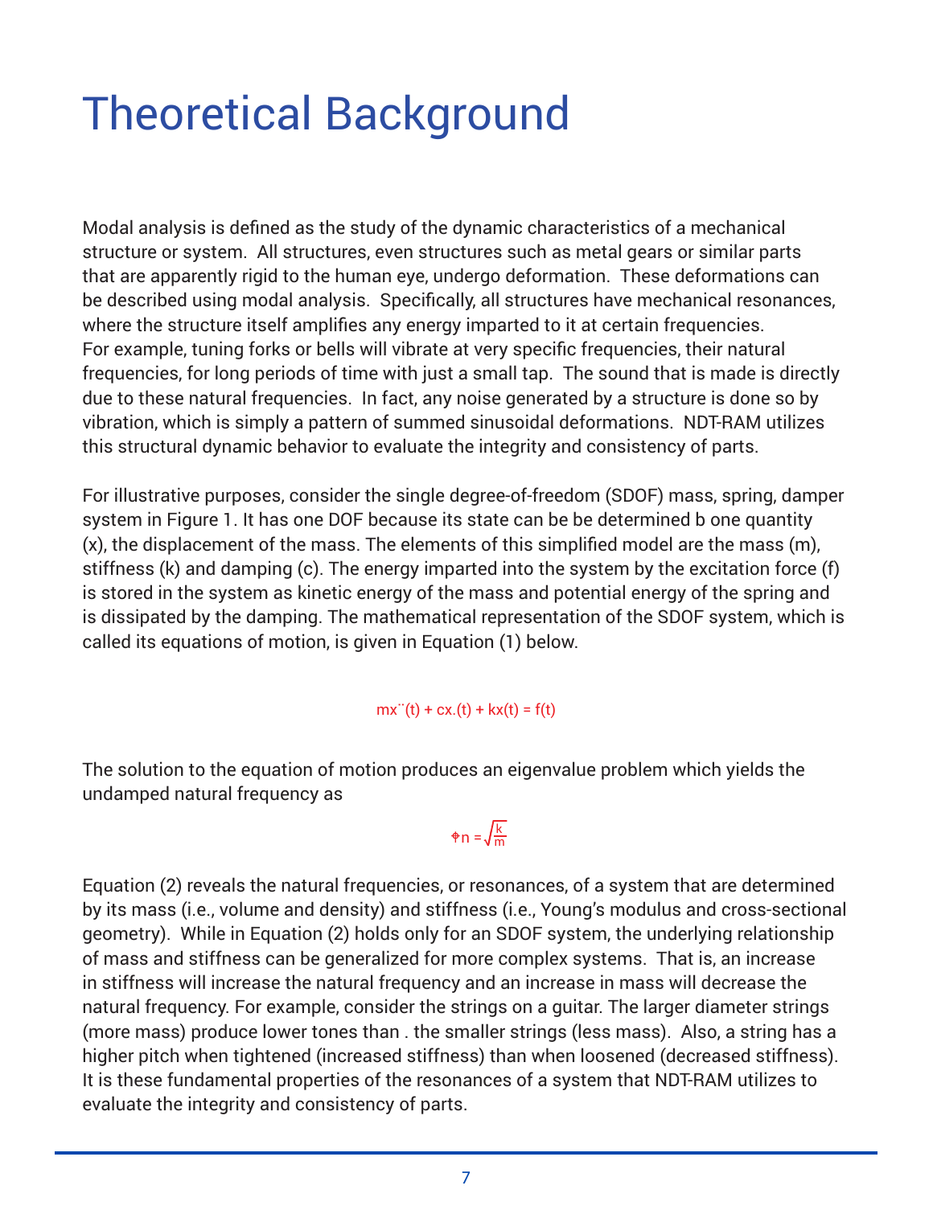# Theoretical Background

Modal analysis is defined as the study of the dynamic characteristics of a mechanical structure or system. All structures, even structures such as metal gears or similar parts that are apparently rigid to the human eye, undergo deformation. These deformations can be described using modal analysis. Specifically, all structures have mechanical resonances, where the structure itself amplifies any energy imparted to it at certain frequencies. For example, tuning forks or bells will vibrate at very specific frequencies, their natural frequencies, for long periods of time with just a small tap. The sound that is made is directly due to these natural frequencies. In fact, any noise generated by a structure is done so by vibration, which is simply a pattern of summed sinusoidal deformations. NDT-RAM utilizes this structural dynamic behavior to evaluate the integrity and consistency of parts.

For illustrative purposes, consider the single degree-of-freedom (SDOF) mass, spring, damper system in Figure 1. It has one DOF because its state can be be determined b one quantity (x), the displacement of the mass. The elements of this simplified model are the mass (m), stiffness (k) and damping (c). The energy imparted into the system by the excitation force (f) is stored in the system as kinetic energy of the mass and potential energy of the spring and is dissipated by the damping. The mathematical representation of the SDOF system, which is called its equations of motion, is given in Equation (1) below.

$$m\ddot{x}(t) + c\dot{x}(t) + kx(t) = f(t)$$

The solution to the equation of motion produces an eigenvalue problem which yields the undamped natural frequency as

$$\omega_n = \sqrt{\frac{k}{m}}$$

Equation (2) reveals the natural frequencies, or resonances, of a system that are determined by its mass (i.e., volume and density) and stiffness (i.e., Young's modulus and cross-sectional geometry). While in Equation (2) holds only for an SDOF system, the underlying relationship of mass and stiffness can be generalized for more complex systems. That is, an increase in stiffness will increase the natural frequency and an increase in mass will decrease the natural frequency. For example, consider the strings on a guitar. The larger diameter strings (more mass) produce lower tones than . the smaller strings (less mass). Also, a string has a higher pitch when tightened (increased stiffness) than when loosened (decreased stiffness). It is these fundamental properties of the resonances of a system that NDT-RAM utilizes to evaluate the integrity and consistency of parts.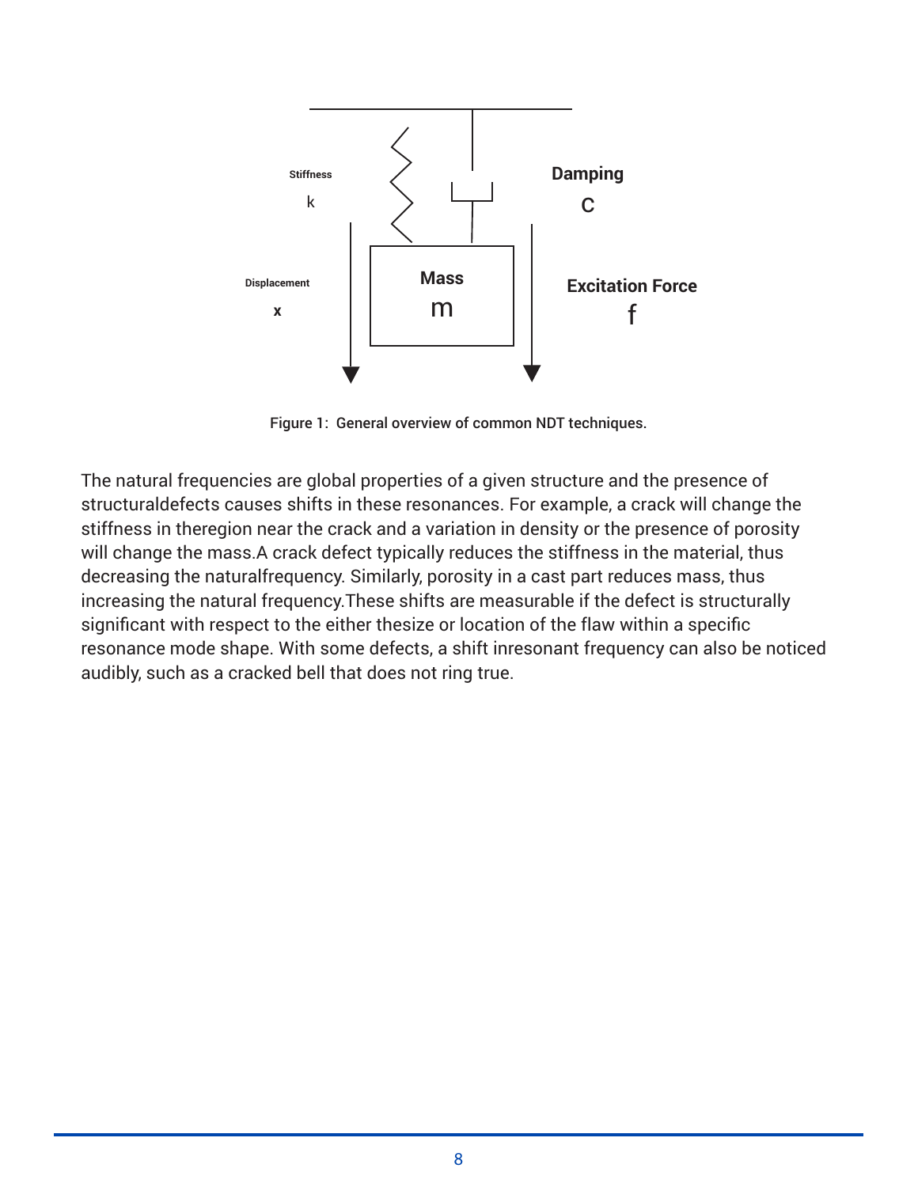Stiffness

k

Damping

c

Mass

m

Displacement

x

Excitation Force

f

Figure 1: General overview of common NDT techniques.

The natural frequencies are global properties of a given structure and the presence of structuraldefects causes shifts in these resonances. For example, a crack will change the stiffness in theregion near the crack and a variation in density or the presence of porosity will change the mass.A crack defect typically reduces the stiffness in the material, thus decreasing the naturalfrequency. Similarly, porosity in a cast part reduces mass, thus increasing the natural frequency.These shifts are measurable if the defect is structurally significant with respect to the either thesize or location of the flaw within a specific resonance mode shape. With some defects, a shift inresonant frequency can also be noticed audibly, such as a cracked bell that does not ring true.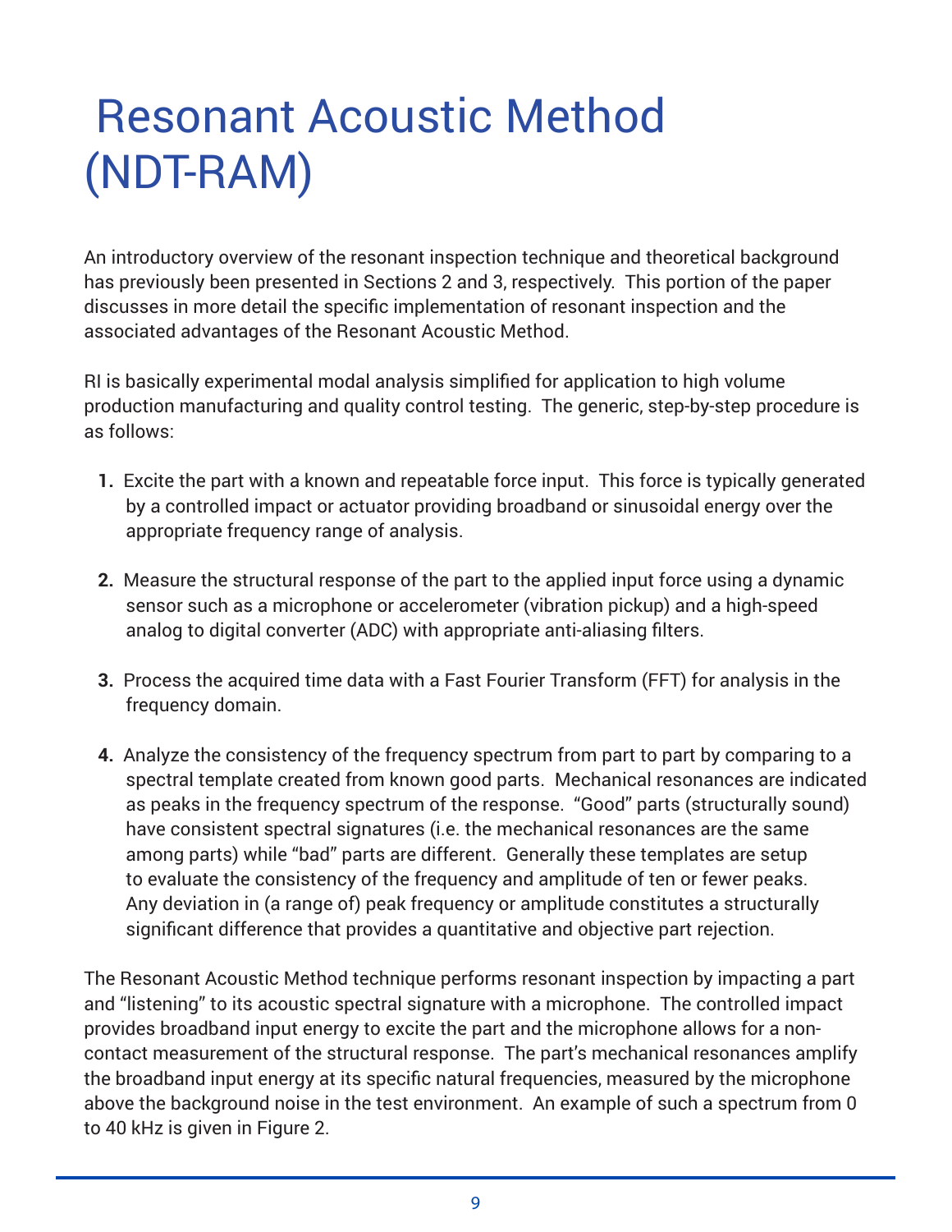# Resonant Acoustic Method (NDT-RAM)

An introductory overview of the resonant inspection technique and theoretical background has previously been presented in Sections 2 and 3, respectively. This portion of the paper discusses in more detail the specific implementation of resonant inspection and the associated advantages of the Resonant Acoustic Method.

RI is basically experimental modal analysis simplified for application to high volume production manufacturing and quality control testing. The generic, step-by-step procedure is as follows:

1. Excite the part with a known and repeatable force input. This force is typically generated by a controlled impact or actuator providing broadband or sinusoidal energy over the appropriate frequency range of analysis.

2. Measure the structural response of the part to the applied input force using a dynamic sensor such as a microphone or accelerometer (vibration pickup) and a high-speed analog to digital converter (ADC) with appropriate anti-aliasing filters.

3. Process the acquired time data with a Fast Fourier Transform (FFT) for analysis in the frequency domain.

4. Analyze the consistency of the frequency spectrum from part to part by comparing to a spectral template created from known good parts. Mechanical resonances are indicated as peaks in the frequency spectrum of the response. "Good" parts (structurally sound) have consistent spectral signatures (i.e. the mechanical resonances are the same among parts) while "bad" parts are different. Generally these templates are setup to evaluate the consistency of the frequency and amplitude of ten or fewer peaks. Any deviation in (a range of) peak frequency or amplitude constitutes a structurally significant difference that provides a quantitative and objective part rejection.

The Resonant Acoustic Method technique performs resonant inspection by impacting a part and "listening" to its acoustic spectral signature with a microphone. The controlled impact provides broadband input energy to excite the part and the microphone allows for a non-contact measurement of the structural response. The part's mechanical resonances amplify the broadband input energy at its specific natural frequencies, measured by the microphone above the background noise in the test environment. An example of such a spectrum from 0 to 40 kHz is given in Figure 2.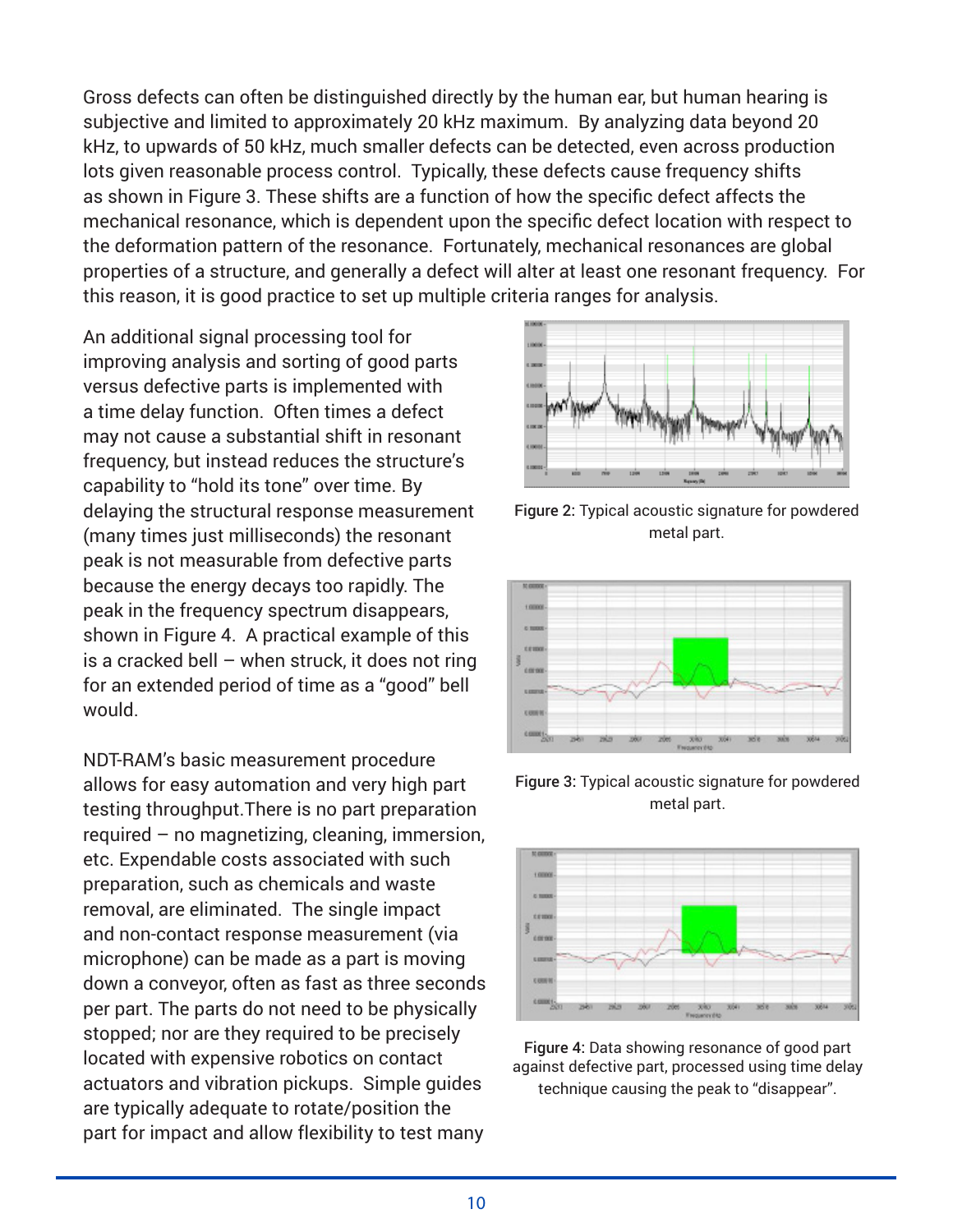Gross defects can often be distinguished directly by the human ear, but human hearing is subjective and limited to approximately 20 kHz maximum. By analyzing data beyond 20 kHz, to upwards of 50 kHz, much smaller defects can be detected, even across production lots given reasonable process control. Typically, these defects cause frequency shifts as shown in Figure 3. These shifts are a function of how the specific defect affects the mechanical resonance, which is dependent upon the specific defect location with respect to the deformation pattern of the resonance. Fortunately, mechanical resonances are global properties of a structure, and generally a defect will alter at least one resonant frequency. For this reason, it is good practice to set up multiple criteria ranges for analysis.

An additional signal processing tool for improving analysis and sorting of good parts versus defective parts is implemented with a time delay function. Often times a defect may not cause a substantial shift in resonant frequency, but instead reduces the structure's capability to "hold its tone" over time. By delaying the structural response measurement (many times just milliseconds) the resonant peak is not measurable from defective parts because the energy decays too rapidly. The peak in the frequency spectrum disappears, shown in Figure 4. A practical example of this is a cracked bell – when struck, it does not ring for an extended period of time as a "good" bell would.

NDT-RAM's basic measurement procedure allows for easy automation and very high part testing throughput.There is no part preparation required – no magnetizing, cleaning, immersion, etc. Expendable costs associated with such preparation, such as chemicals and waste removal, are eliminated. The single impact and non-contact response measurement (via microphone) can be made as a part is moving down a conveyor, often as fast as three seconds per part. The parts do not need to be physically stopped; nor are they required to be precisely located with expensive robotics on contact actuators and vibration pickups. Simple guides are typically adequate to rotate/position the part for impact and allow flexibility to test many

**Figure 2:** Typical acoustic signature for powdered metal part.

**Figure 3:** Typical acoustic signature for powdered metal part.

**Figure 4:** Data showing resonance of good part against defective part, processed using time delay technique causing the peak to "disappear".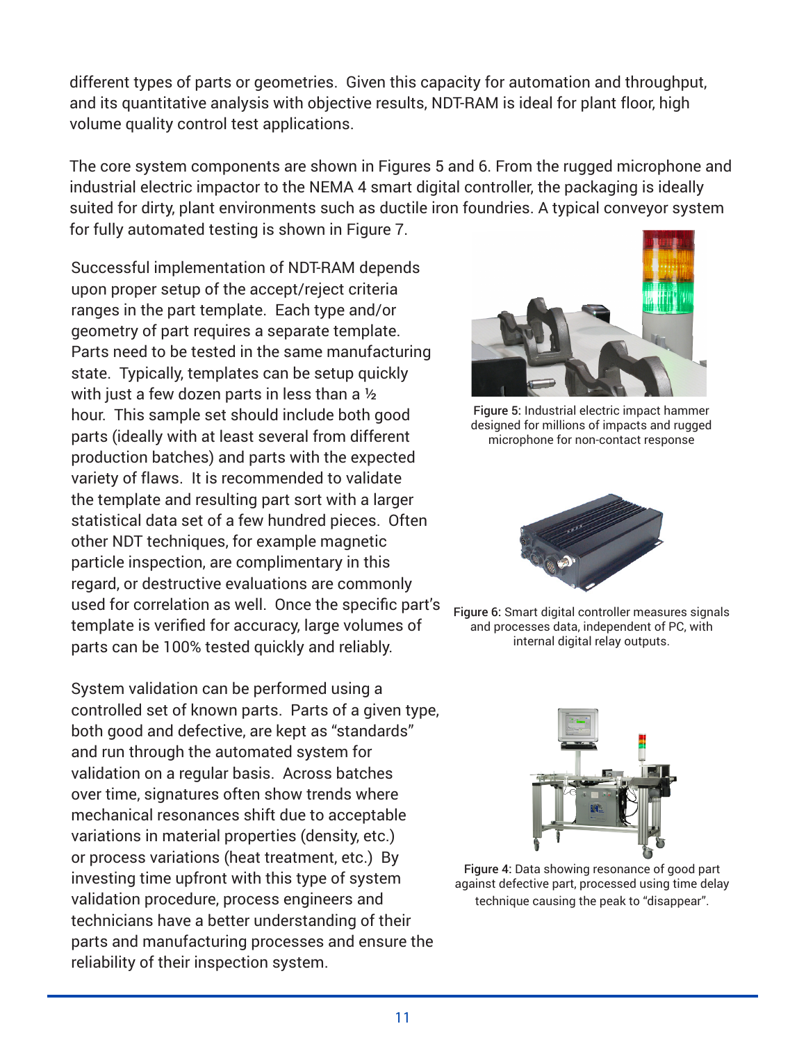different types of parts or geometries. Given this capacity for automation and throughput, and its quantitative analysis with objective results, NDT-RAM is ideal for plant floor, high volume quality control test applications.

The core system components are shown in Figures 5 and 6. From the rugged microphone and industrial electric impactor to the NEMA 4 smart digital controller, the packaging is ideally suited for dirty, plant environments such as ductile iron foundries. A typical conveyor system for fully automated testing is shown in Figure 7.

Successful implementation of NDT-RAM depends upon proper setup of the accept/reject criteria ranges in the part template. Each type and/or geometry of part requires a separate template. Parts need to be tested in the same manufacturing state. Typically, templates can be setup quickly with just a few dozen parts in less than a ½ hour. This sample set should include both good parts (ideally with at least several from different production batches) and parts with the expected variety of flaws. It is recommended to validate the template and resulting part sort with a larger statistical data set of a few hundred pieces. Often other NDT techniques, for example magnetic particle inspection, are complimentary in this regard, or destructive evaluations are commonly used for correlation as well. Once the specific part's template is verified for accuracy, large volumes of parts can be 100% tested quickly and reliably.

System validation can be performed using a controlled set of known parts. Parts of a given type, both good and defective, are kept as "standards" and run through the automated system for validation on a regular basis. Across batches over time, signatures often show trends where mechanical resonances shift due to acceptable variations in material properties (density, etc.) or process variations (heat treatment, etc.) By investing time upfront with this type of system validation procedure, process engineers and technicians have a better understanding of their parts and manufacturing processes and ensure the reliability of their inspection system.

Figure 5: Industrial electric impact hammer designed for millions of impacts and rugged microphone for non-contact response

Figure 6: Smart digital controller measures signals and processes data, independent of PC, with internal digital relay outputs.

Figure 4: Data showing resonance of good part against defective part, processed using time delay technique causing the peak to "disappear".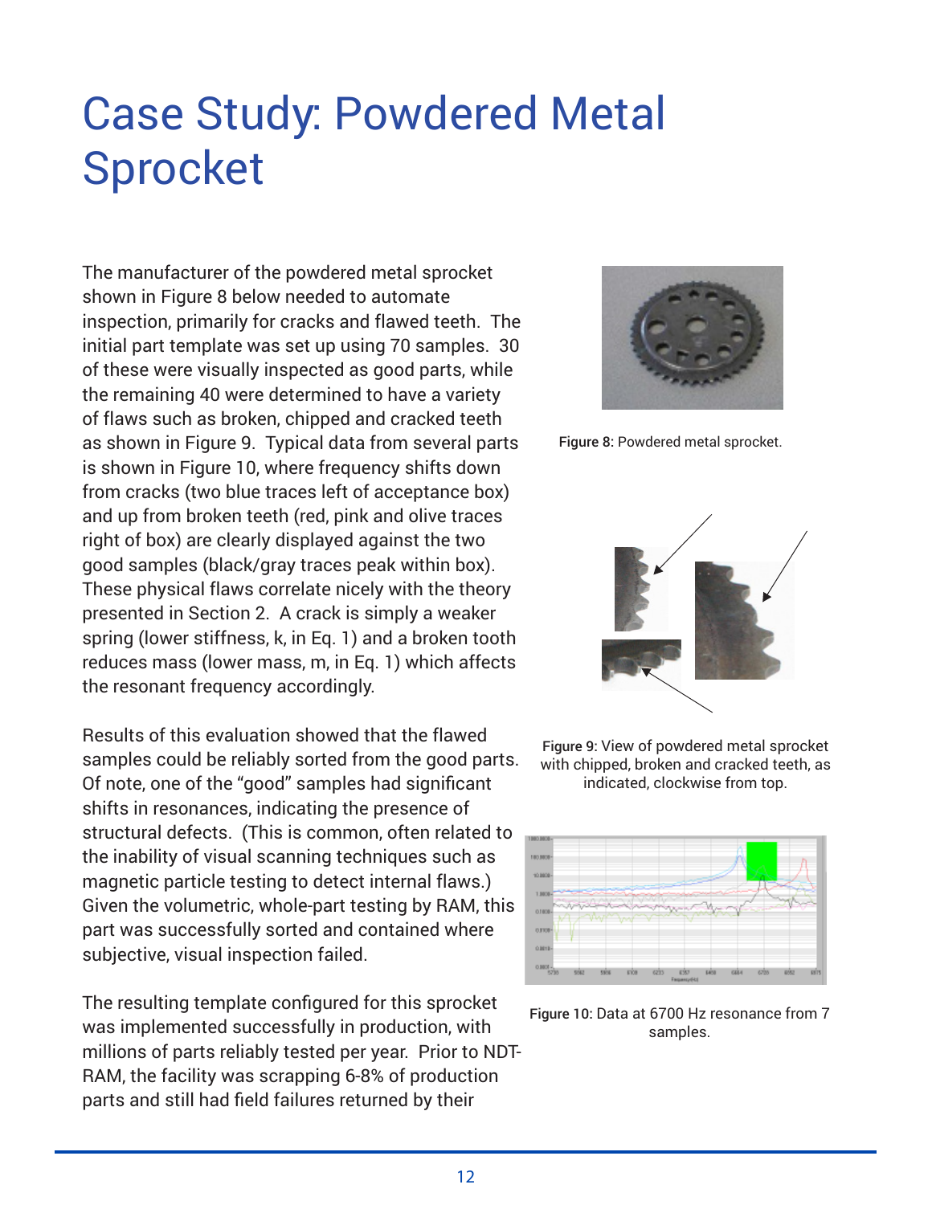# Case Study: Powdered Metal Sprocket

The manufacturer of the powdered metal sprocket shown in Figure 8 below needed to automate inspection, primarily for cracks and flawed teeth. The initial part template was set up using 70 samples. 30 of these were visually inspected as good parts, while the remaining 40 were determined to have a variety of flaws such as broken, chipped and cracked teeth as shown in Figure 9. Typical data from several parts is shown in Figure 10, where frequency shifts down from cracks (two blue traces left of acceptance box) and up from broken teeth (red, pink and olive traces right of box) are clearly displayed against the two good samples (black/gray traces peak within box). These physical flaws correlate nicely with the theory presented in Section 2. A crack is simply a weaker spring (lower stiffness, k, in Eq. 1) and a broken tooth reduces mass (lower mass, m, in Eq. 1) which affects the resonant frequency accordingly.

Results of this evaluation showed that the flawed samples could be reliably sorted from the good parts. Of note, one of the "good" samples had significant shifts in resonances, indicating the presence of structural defects. (This is common, often related to the inability of visual scanning techniques such as magnetic particle testing to detect internal flaws.) Given the volumetric, whole-part testing by RAM, this part was successfully sorted and contained where subjective, visual inspection failed.

The resulting template configured for this sprocket was implemented successfully in production, with millions of parts reliably tested per year. Prior to NDT-RAM, the facility was scrapping 6-8% of production parts and still had field failures returned by their

**Figure 8:** Powdered metal sprocket.

**Figure 9:** View of powdered metal sprocket with chipped, broken and cracked teeth, as indicated, clockwise from top.

**Figure 10:** Data at 6700 Hz resonance from 7 samples.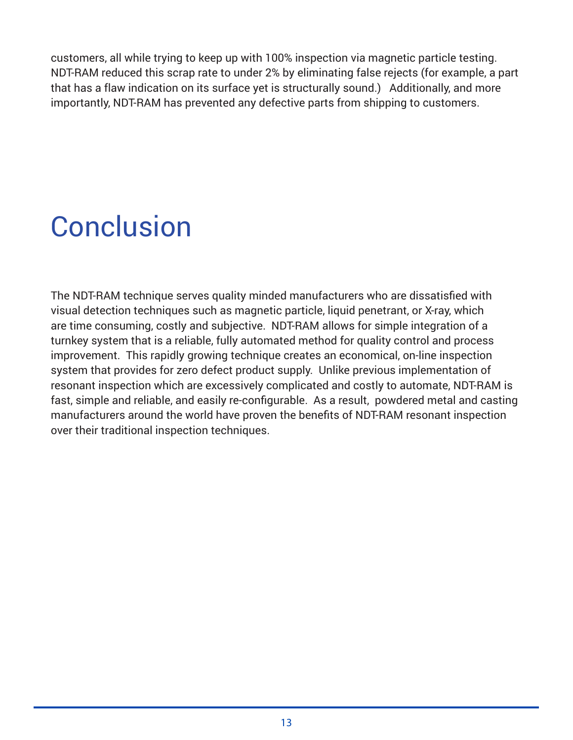customers, all while trying to keep up with 100% inspection via magnetic particle testing. NDT-RAM reduced this scrap rate to under 2% by eliminating false rejects (for example, a part that has a flaw indication on its surface yet is structurally sound.) Additionally, and more importantly, NDT-RAM has prevented any defective parts from shipping to customers.

# Conclusion

The NDT-RAM technique serves quality minded manufacturers who are dissatisfied with visual detection techniques such as magnetic particle, liquid penetrant, or X-ray, which are time consuming, costly and subjective. NDT-RAM allows for simple integration of a turnkey system that is a reliable, fully automated method for quality control and process improvement. This rapidly growing technique creates an economical, on-line inspection system that provides for zero defect product supply. Unlike previous implementation of resonant inspection which are excessively complicated and costly to automate, NDT-RAM is fast, simple and reliable, and easily re-configurable. As a result, powdered metal and casting manufacturers around the world have proven the benefits of NDT-RAM resonant inspection over their traditional inspection techniques.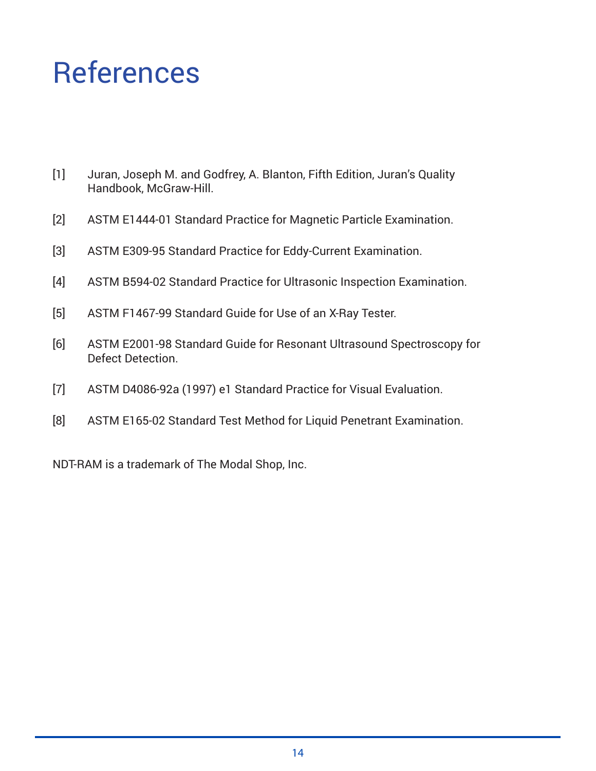# References

[1] Juran, Joseph M. and Godfrey, A. Blanton, Fifth Edition, Juran's Quality Handbook, McGraw-Hill.

[2] ASTM E1444-01 Standard Practice for Magnetic Particle Examination.

[3] ASTM E309-95 Standard Practice for Eddy-Current Examination.

[4] ASTM B594-02 Standard Practice for Ultrasonic Inspection Examination.

[5] ASTM F1467-99 Standard Guide for Use of an X-Ray Tester.

[6] ASTM E2001-98 Standard Guide for Resonant Ultrasound Spectroscopy for Defect Detection.

[7] ASTM D4086-92a (1997) e1 Standard Practice for Visual Evaluation.

[8] ASTM E165-02 Standard Test Method for Liquid Penetrant Examination.

NDT-RAM is a trademark of The Modal Shop, Inc.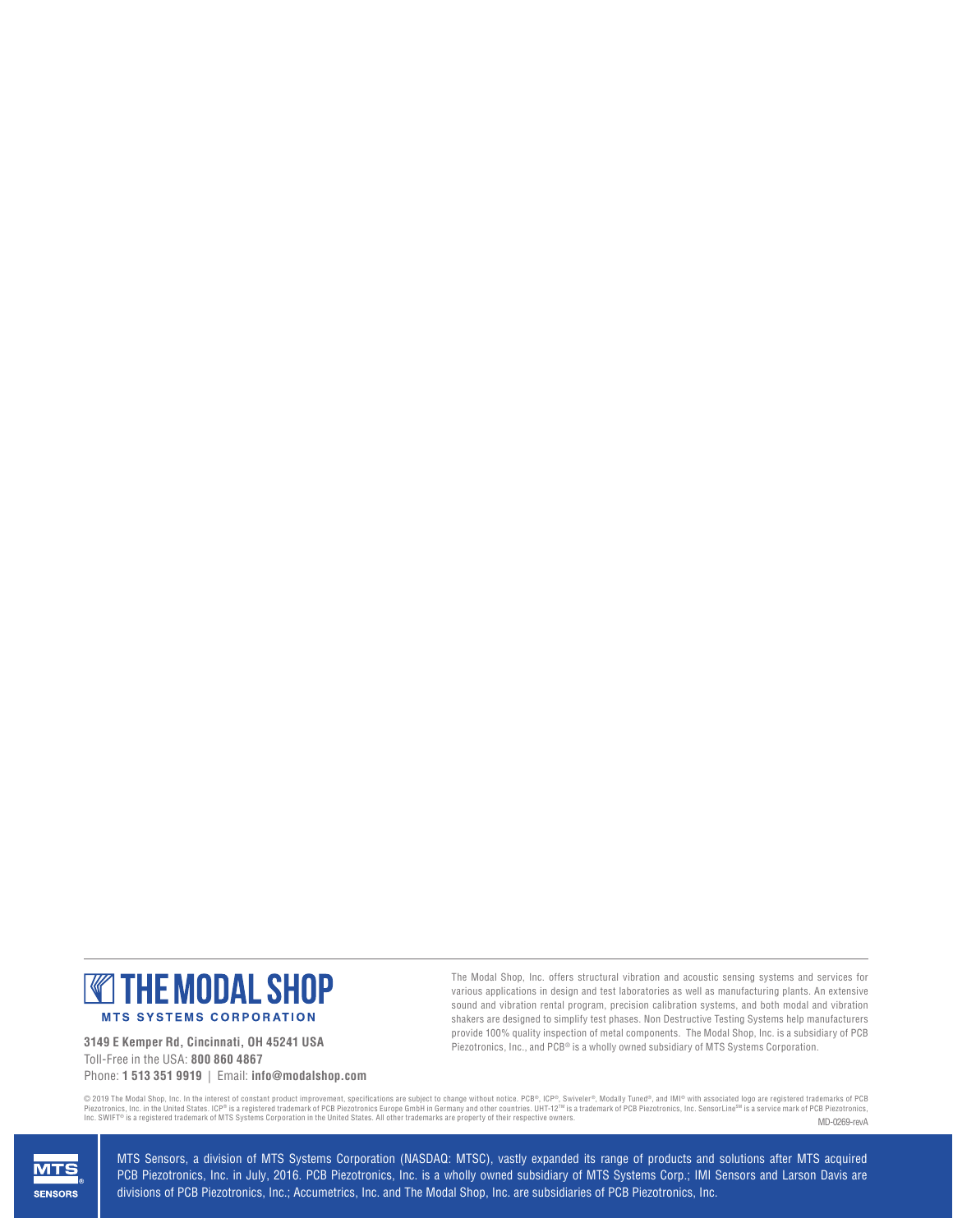**THE MODAL SHOP**

**MTS SYSTEMS CORPORATION**

**3149 E Kemper Rd, Cincinnati, OH 45241 USA**
Toll-Free in the USA: **800 860 4867**
Phone: **1 513 351 9919** | Email: **info@modalshop.com**

The Modal Shop, Inc. offers structural vibration and acoustic sensing systems and services for various applications in design and test laboratories as well as manufacturing plants. An extensive sound and vibration rental program, precision calibration systems, and both modal and vibration shakers are designed to simplify test phases. Non Destructive Testing Systems help manufacturers provide 100% quality inspection of metal components. The Modal Shop, Inc. is a subsidiary of PCB Piezotronics, Inc., and PCB® is a wholly owned subsidiary of MTS Systems Corporation.

© 2019 The Modal Shop, Inc. In the interest of constant product improvement, specifications are subject to change without notice. PCB®, ICP®, Swiveler®, Modally Tuned®, and IMI® with associated logo are registered trademarks of PCB Piezotronics, Inc. in the United States. ICP® is a registered trademark of PCB Piezotronics Europe GmbH in Germany and other countries. UHT-12™ is a trademark of PCB Piezotronics, Inc. SensorLine℠ is a service mark of PCB Piezotronics, Inc. SWIFT® is a registered trademark of MTS Systems Corporation in the United States. All other trademarks are property of their respective owners.

MD-0269-revA

**MTS SENSORS**

MTS Sensors, a division of MTS Systems Corporation (NASDAQ: MTSC), vastly expanded its range of products and solutions after MTS acquired PCB Piezotronics, Inc. in July, 2016. PCB Piezotronics, Inc. is a wholly owned subsidiary of MTS Systems Corp.; IMI Sensors and Larson Davis are divisions of PCB Piezotronics, Inc.; Accumetrics, Inc. and The Modal Shop, Inc. are subsidiaries of PCB Piezotronics, Inc.